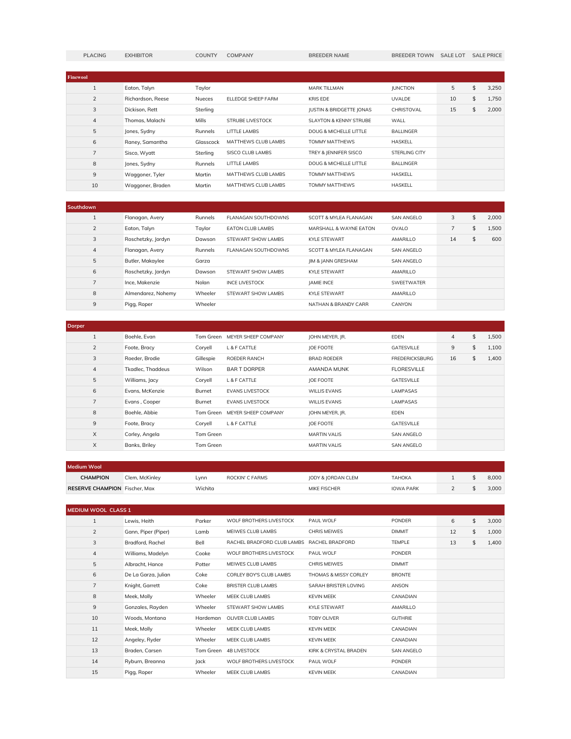| PLACING | EXHIBITOR | COUNTY | COMPANY | BREEDER NAME | BREEDER TOWN | SALE LOT | SALE PRICE |
|---|---|---|---|---|---|---|---|
| **Finewool** | | | | | | | |
| 1 | Eaton, Talyn | Taylor | | MARK TILLMAN | JUNCTION | 5 | $ 3,250 |
| 2 | Richardson, Reese | Nueces | ELLEDGE SHEEP FARM | KRIS EDE | UVALDE | 10 | $ 1,750 |
| 3 | Dickison, Rett | Sterling | | JUSTIN & BRIDGETTE JONAS | CHRISTOVAL | 15 | $ 2,000 |
| 4 | Thomas, Malachi | Mills | STRUBE LIVESTOCK | SLAYTON & KENNY STRUBE | WALL | | |
| 5 | Jones, Sydny | Runnels | LITTLE LAMBS | DOUG & MICHELLE LITTLE | BALLINGER | | |
| 6 | Raney, Samantha | Glasscock | MATTHEWS CLUB LAMBS | TOMMY MATTHEWS | HASKELL | | |
| 7 | Sisco, Wyatt | Sterling | SISCO CLUB LAMBS | TREY & JENNIFER SISCO | STERLING CITY | | |
| 8 | Jones, Sydny | Runnels | LITTLE LAMBS | DOUG & MICHELLE LITTLE | BALLINGER | | |
| 9 | Waggoner, Tyler | Martin | MATTHEWS CLUB LAMBS | TOMMY MATTHEWS | HASKELL | | |
| 10 | Waggoner, Braden | Martin | MATTHEWS CLUB LAMBS | TOMMY MATTHEWS | HASKELL | | |
| **Southdown** | | | | | | | |
| 1 | Flanagan, Avery | Runnels | FLANAGAN SOUTHDOWNS | SCOTT & MYLEA FLANAGAN | SAN ANGELO | 3 | $ 2,000 |
| 2 | Eaton, Talyn | Taylor | EATON CLUB LAMBS | MARSHALL & WAYNE EATON | OVALO | 7 | $ 1,500 |
| 3 | Roschetzky, Jordyn | Dawson | STEWART SHOW LAMBS | KYLE STEWART | AMARILLO | 14 | $ 600 |
| 4 | Flanagan, Avery | Runnels | FLANAGAN SOUTHDOWNS | SCOTT & MYLEA FLANAGAN | SAN ANGELO | | |
| 5 | Butler, Makaylee | Garza | | JIM & JANN GRESHAM | SAN ANGELO | | |
| 6 | Roschetzky, Jordyn | Dawson | STEWART SHOW LAMBS | KYLE STEWART | AMARILLO | | |
| 7 | Ince, Makenzie | Nolan | INCE LIVESTOCK | JAMIE INCE | SWEETWATER | | |
| 8 | Almendarez, Nohemy | Wheeler | STEWART SHOW LAMBS | KYLE STEWART | AMARILLO | | |
| 9 | Pigg, Roper | Wheeler | | NATHAN & BRANDY CARR | CANYON | | |
| **Dorper** | | | | | | | |
| 1 | Boehle, Evan | Tom Green | MEYER SHEEP COMPANY | JOHN MEYER, JR. | EDEN | 4 | $ 1,500 |
| 2 | Foote, Bracy | Coryell | L & F CATTLE | JOE FOOTE | GATESVILLE | 9 | $ 1,100 |
| 3 | Roeder, Brodie | Gillespie | ROEDER RANCH | BRAD ROEDER | FREDERICKSBURG | 16 | $ 1,400 |
| 4 | Tkadlec, Thaddeus | Wilson | BAR T DORPER | AMANDA MUNK | FLORESVILLE | | |
| 5 | Williams, Jacy | Coryell | L & F CATTLE | JOE FOOTE | GATESVILLE | | |
| 6 | Evans, McKenzie | Burnet | EVANS LIVESTOCK | WILLIS EVANS | LAMPASAS | | |
| 7 | Evans , Cooper | Burnet | EVANS LIVESTOCK | WILLIS EVANS | LAMPASAS | | |
| 8 | Boehle, Abbie | Tom Green | MEYER SHEEP COMPANY | JOHN MEYER, JR. | EDEN | | |
| 9 | Foote, Bracy | Coryell | L & F CATTLE | JOE FOOTE | GATESVILLE | | |
| X | Corley, Angela | Tom Green | | MARTIN VALIS | SAN ANGELO | | |
| X | Banks, Briley | Tom Green | | MARTIN VALIS | SAN ANGELO | | |
| **Medium Wool** | | | | | | | |
| **CHAMPION** | Clem, McKinley | Lynn | ROCKIN' C FARMS | JODY & JORDAN CLEM | TAHOKA | 1 | $ 8,000 |
| **RESERVE CHAMPION** | Fischer, Max | Wichita | | MIKE FISCHER | IOWA PARK | 2 | $ 3,000 |
| **MEDIUM WOOL CLASS 1** | | | | | | | |
| 1 | Lewis, Heith | Parker | WOLF BROTHERS LIVESTOCK | PAUL WOLF | PONDER | 6 | $ 3,000 |
| 2 | Gann, Piper (Piper) | Lamb | MEIWES CLUB LAMBS | CHRIS MEIWES | DIMMIT | 12 | $ 1,000 |
| 3 | Bradford, Rachel | Bell | RACHEL BRADFORD CLUB LAMBS | RACHEL BRADFORD | TEMPLE | 13 | $ 1,400 |
| 4 | Williams, Madelyn | Cooke | WOLF BROTHERS LIVESTOCK | PAUL WOLF | PONDER | | |
| 5 | Albracht, Hance | Potter | MEIWES CLUB LAMBS | CHRIS MEIWES | DIMMIT | | |
| 6 | De La Garza, Julian | Coke | CORLEY BOY'S CLUB LAMBS | THOMAS & MISSY CORLEY | BRONTE | | |
| 7 | Knight, Garrett | Coke | BRISTER CLUB LAMBS | SARAH BRISTER LOVING | ANSON | | |
| 8 | Meek, Molly | Wheeler | MEEK CLUB LAMBS | KEVIN MEEK | CANADIAN | | |
| 9 | Gonzales, Rayden | Wheeler | STEWART SHOW LAMBS | KYLE STEWART | AMARILLO | | |
| 10 | Woods, Montana | Hardeman | OLIVER CLUB LAMBS | TOBY OLIVER | GUTHRIE | | |
| 11 | Meek, Molly | Wheeler | MEEK CLUB LAMBS | KEVIN MEEK | CANADIAN | | |
| 12 | Angeley, Ryder | Wheeler | MEEK CLUB LAMBS | KEVIN MEEK | CANADIAN | | |
| 13 | Braden, Carsen | Tom Green | 4B LIVESTOCK | KIRK & CRYSTAL BRADEN | SAN ANGELO | | |
| 14 | Ryburn, Breanna | Jack | WOLF BROTHERS LIVESTOCK | PAUL WOLF | PONDER | | |
| 15 | Pigg, Roper | Wheeler | MEEK CLUB LAMBS | KEVIN MEEK | CANADIAN | | |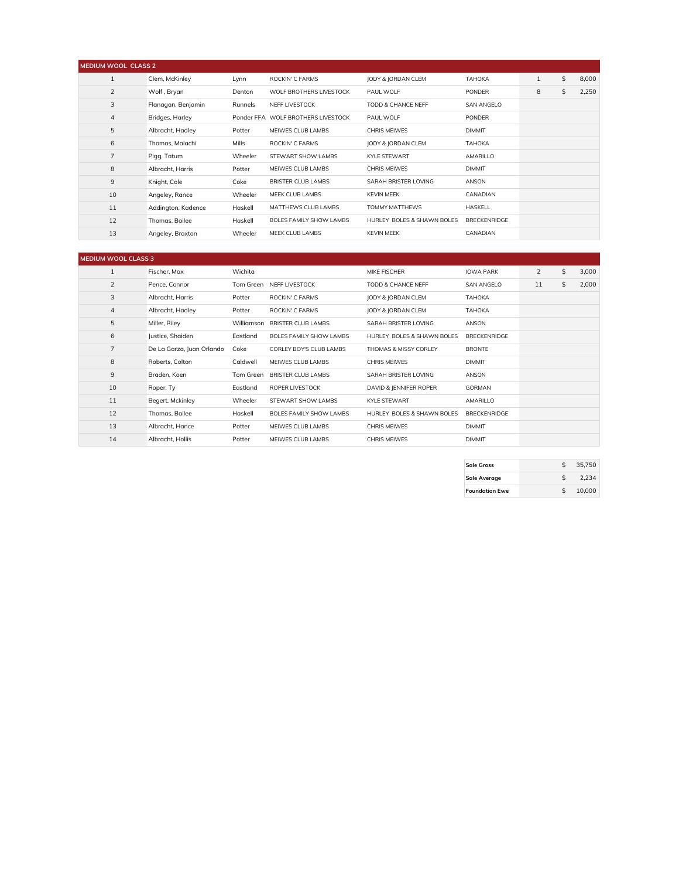| MEDIUM WOOL CLASS 2 | | | | | | | |
|---|---|---|---|---|---|---|---|
| 1 | Clem, McKinley | Lynn | ROCKIN' C FARMS | JODY & JORDAN CLEM | TAHOKA | 1 | $ 8,000 |
| 2 | Wolf , Bryan | Denton | WOLF BROTHERS LIVESTOCK | PAUL WOLF | PONDER | 8 | $ 2,250 |
| 3 | Flanagan, Benjamin | Runnels | NEFF LIVESTOCK | TODD & CHANCE NEFF | SAN ANGELO | | |
| 4 | Bridges, Harley | Ponder FFA | WOLF BROTHERS LIVESTOCK | PAUL WOLF | PONDER | | |
| 5 | Albracht, Hadley | Potter | MEIWES CLUB LAMBS | CHRIS MEIWES | DIMMIT | | |
| 6 | Thomas, Malachi | Mills | ROCKIN' C FARMS | JODY & JORDAN CLEM | TAHOKA | | |
| 7 | Pigg, Tatum | Wheeler | STEWART SHOW LAMBS | KYLE STEWART | AMARILLO | | |
| 8 | Albracht, Harris | Potter | MEIWES CLUB LAMBS | CHRIS MEIWES | DIMMIT | | |
| 9 | Knight, Cole | Coke | BRISTER CLUB LAMBS | SARAH BRISTER LOVING | ANSON | | |
| 10 | Angeley, Rance | Wheeler | MEEK CLUB LAMBS | KEVIN MEEK | CANADIAN | | |
| 11 | Addington, Kadence | Haskell | MATTHEWS CLUB LAMBS | TOMMY MATTHEWS | HASKELL | | |
| 12 | Thomas, Bailee | Haskell | BOLES FAMILY SHOW LAMBS | HURLEY BOLES & SHAWN BOLES | BRECKENRIDGE | | |
| 13 | Angeley, Braxton | Wheeler | MEEK CLUB LAMBS | KEVIN MEEK | CANADIAN | | |

| MEDIUM WOOL CLASS 3 | | | | | | | |
|---|---|---|---|---|---|---|---|
| 1 | Fischer, Max | Wichita | | MIKE FISCHER | IOWA PARK | 2 | $ 3,000 |
| 2 | Pence, Connor | Tom Green | NEFF LIVESTOCK | TODD & CHANCE NEFF | SAN ANGELO | 11 | $ 2,000 |
| 3 | Albracht, Harris | Potter | ROCKIN' C FARMS | JODY & JORDAN CLEM | TAHOKA | | |
| 4 | Albracht, Hadley | Potter | ROCKIN' C FARMS | JODY & JORDAN CLEM | TAHOKA | | |
| 5 | Miller, Riley | Williamson | BRISTER CLUB LAMBS | SARAH BRISTER LOVING | ANSON | | |
| 6 | Justice, Shaiden | Eastland | BOLES FAMILY SHOW LAMBS | HURLEY BOLES & SHAWN BOLES | BRECKENRIDGE | | |
| 7 | De La Garza, Juan Orlando | Coke | CORLEY BOY'S CLUB LAMBS | THOMAS & MISSY CORLEY | BRONTE | | |
| 8 | Roberts, Colton | Caldwell | MEIWES CLUB LAMBS | CHRIS MEIWES | DIMMIT | | |
| 9 | Braden, Koen | Tom Green | BRISTER CLUB LAMBS | SARAH BRISTER LOVING | ANSON | | |
| 10 | Roper, Ty | Eastland | ROPER LIVESTOCK | DAVID & JENNIFER ROPER | GORMAN | | |
| 11 | Begert, Mckinley | Wheeler | STEWART SHOW LAMBS | KYLE STEWART | AMARILLO | | |
| 12 | Thomas, Bailee | Haskell | BOLES FAMILY SHOW LAMBS | HURLEY BOLES & SHAWN BOLES | BRECKENRIDGE | | |
| 13 | Albracht, Hance | Potter | MEIWES CLUB LAMBS | CHRIS MEIWES | DIMMIT | | |
| 14 | Albracht, Hollis | Potter | MEIWES CLUB LAMBS | CHRIS MEIWES | DIMMIT | | |

| | |
|---|---|
| **Sale Gross** | $ 35,750 |
| **Sale Average** | $ 2,234 |
| **Foundation Ewe** | $ 10,000 |